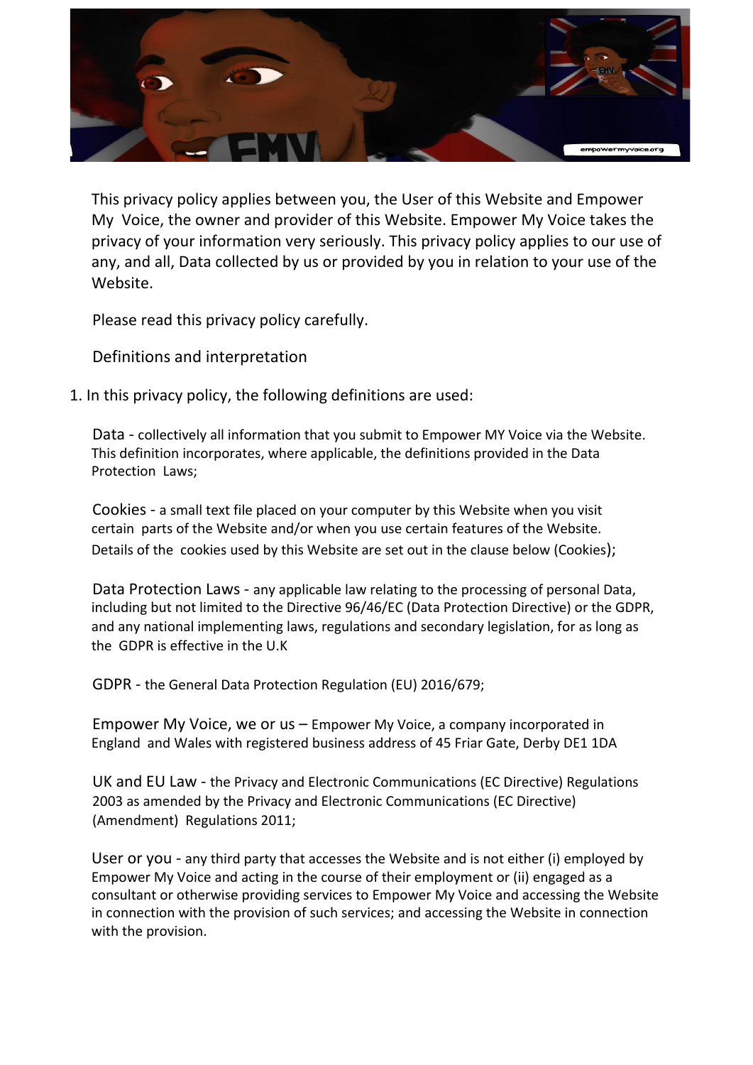This privacy policy applies between you, the User of this Website and Empower My Voice, the owner and provider of this Website. Empower My Voice takes the privacy of your information very seriously. This privacy policy applies to our use of any, and all, Data collected by us or provided by you in relation to your use of the Website.

Please read this privacy policy carefully.

## Definitions and interpretation

1. In this privacy policy, the following definitions are used:

**Data** - collectively all information that you submit to Empower MY Voice via the Website. This definition incorporates, where applicable, the definitions provided in the Data Protection Laws;

**Cookies** - a small text file placed on your computer by this Website when you visit certain parts of the Website and/or when you use certain features of the Website. Details of the cookies used by this Website are set out in the clause below (Cookies);

**Data Protection Laws** - any applicable law relating to the processing of personal Data, including but not limited to the Directive 96/46/EC (Data Protection Directive) or the GDPR, and any national implementing laws, regulations and secondary legislation, for as long as the GDPR is effective in the U.K

**GDPR** - the General Data Protection Regulation (EU) 2016/679;

**Empower My Voice, we or us** – Empower My Voice, a company incorporated in England and Wales with registered business address of 45 Friar Gate, Derby DE1 1DA

**UK and EU Law** - the Privacy and Electronic Communications (EC Directive) Regulations 2003 as amended by the Privacy and Electronic Communications (EC Directive) (Amendment) Regulations 2011;

**User or you** - any third party that accesses the Website and is not either (i) employed by Empower My Voice and acting in the course of their employment or (ii) engaged as a consultant or otherwise providing services to Empower My Voice and accessing the Website in connection with the provision of such services; and accessing the Website in connection with the provision.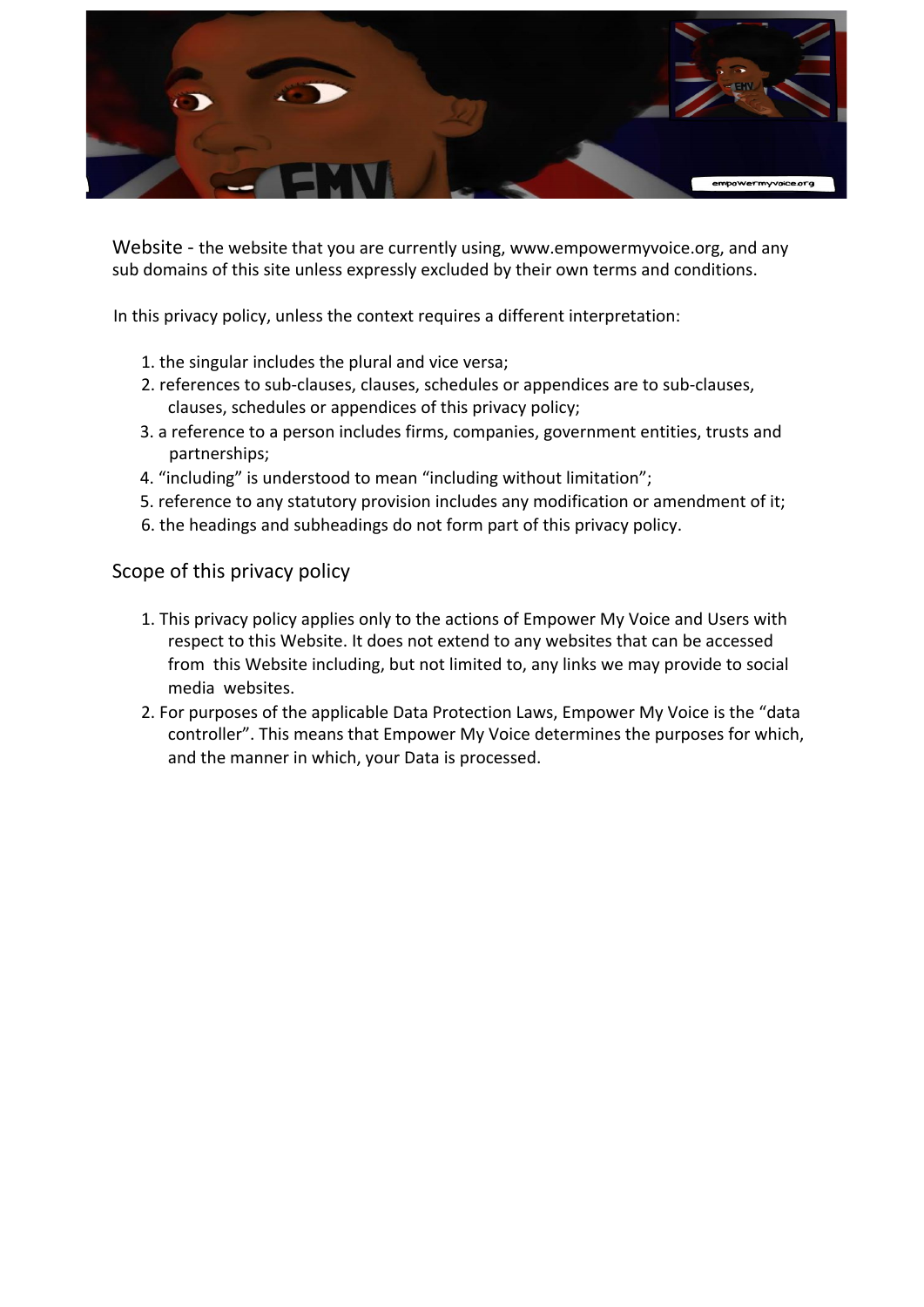Website - the website that you are currently using, www.empowermyvoice.org, and any sub domains of this site unless expressly excluded by their own terms and conditions.

In this privacy policy, unless the context requires a different interpretation:

1. the singular includes the plural and vice versa;
2. references to sub-clauses, clauses, schedules or appendices are to sub-clauses, clauses, schedules or appendices of this privacy policy;
3. a reference to a person includes firms, companies, government entities, trusts and partnerships;
4. "including" is understood to mean "including without limitation";
5. reference to any statutory provision includes any modification or amendment of it;
6. the headings and subheadings do not form part of this privacy policy.

## Scope of this privacy policy

1. This privacy policy applies only to the actions of Empower My Voice and Users with respect to this Website. It does not extend to any websites that can be accessed from this Website including, but not limited to, any links we may provide to social media websites.
2. For purposes of the applicable Data Protection Laws, Empower My Voice is the "data controller". This means that Empower My Voice determines the purposes for which, and the manner in which, your Data is processed.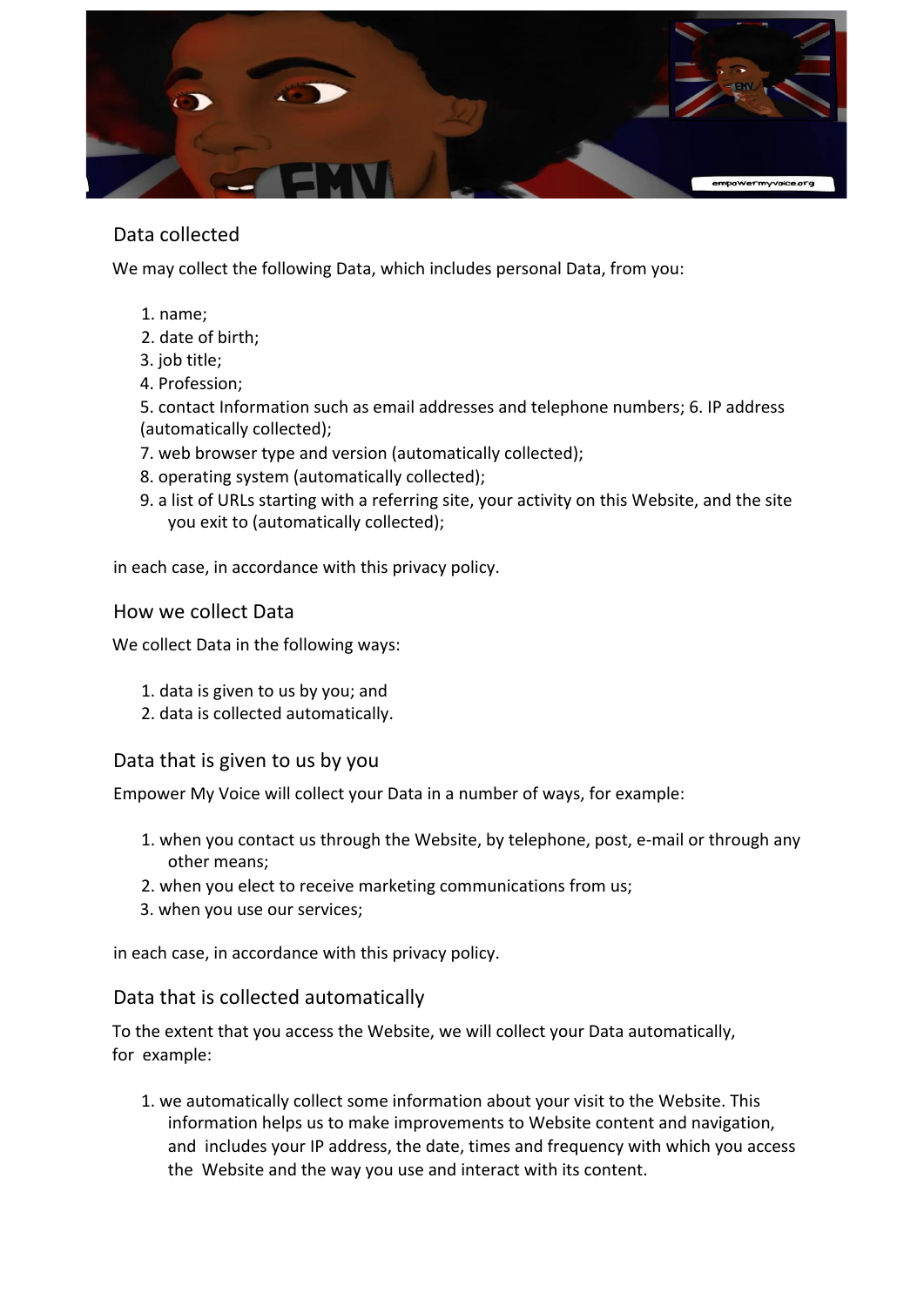## Data collected

We may collect the following Data, which includes personal Data, from you:

1. name;
2. date of birth;
3. job title;
4. Profession;
5. contact Information such as email addresses and telephone numbers; 6. IP address (automatically collected);
7. web browser type and version (automatically collected);
8. operating system (automatically collected);
9. a list of URLs starting with a referring site, your activity on this Website, and the site you exit to (automatically collected);

in each case, in accordance with this privacy policy.

## How we collect Data

We collect Data in the following ways:

1. data is given to us by you; and
2. data is collected automatically.

## Data that is given to us by you

Empower My Voice will collect your Data in a number of ways, for example:

1. when you contact us through the Website, by telephone, post, e-mail or through any other means;
2. when you elect to receive marketing communications from us;
3. when you use our services;

in each case, in accordance with this privacy policy.

## Data that is collected automatically

To the extent that you access the Website, we will collect your Data automatically, for example:

1. we automatically collect some information about your visit to the Website. This information helps us to make improvements to Website content and navigation, and includes your IP address, the date, times and frequency with which you access the Website and the way you use and interact with its content.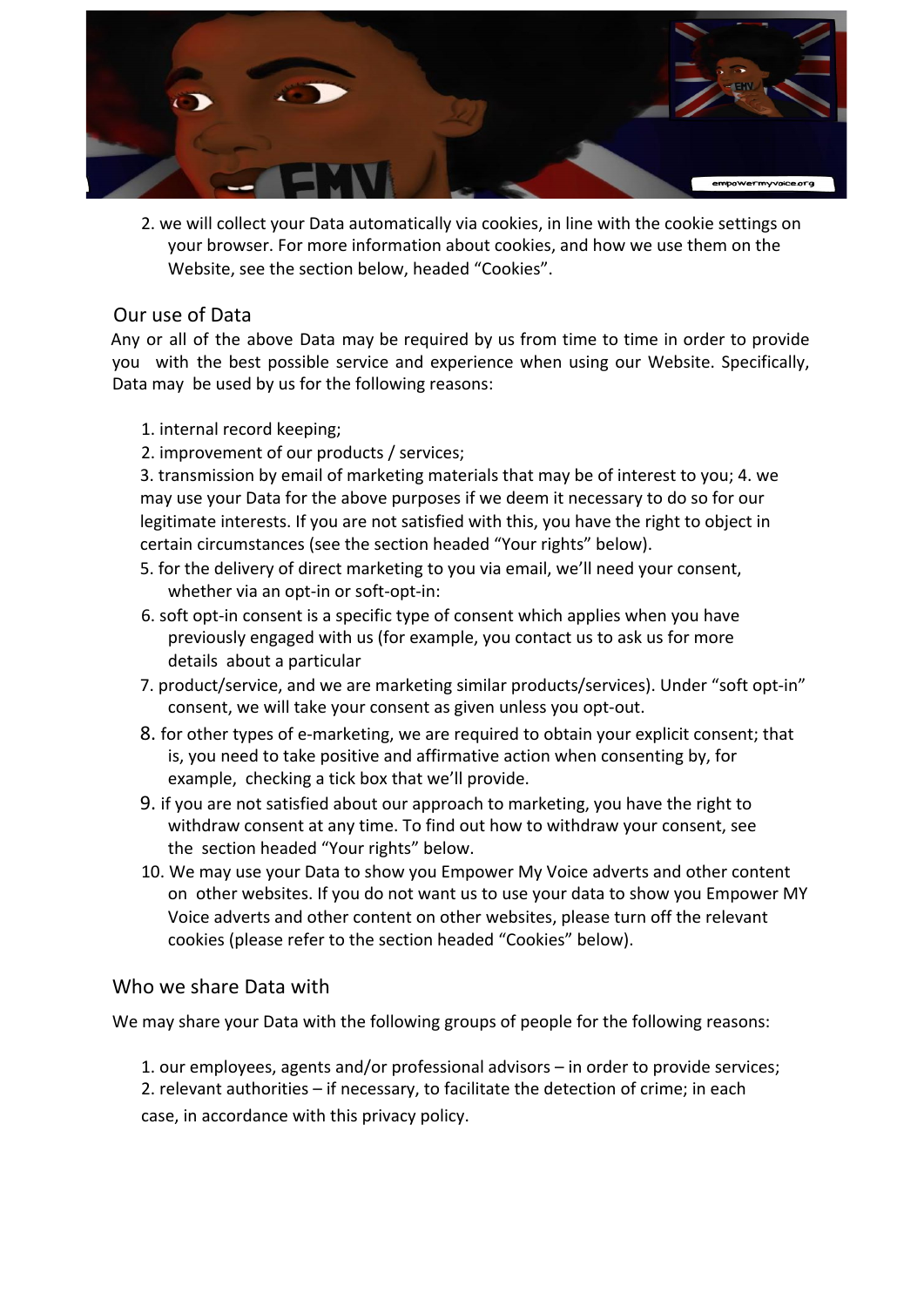2. we will collect your Data automatically via cookies, in line with the cookie settings on your browser. For more information about cookies, and how we use them on the Website, see the section below, headed "Cookies".

## Our use of Data

Any or all of the above Data may be required by us from time to time in order to provide you with the best possible service and experience when using our Website. Specifically, Data may be used by us for the following reasons:

1. internal record keeping;
2. improvement of our products / services;
3. transmission by email of marketing materials that may be of interest to you; 4. we may use your Data for the above purposes if we deem it necessary to do so for our legitimate interests. If you are not satisfied with this, you have the right to object in certain circumstances (see the section headed "Your rights" below).
5. for the delivery of direct marketing to you via email, we'll need your consent, whether via an opt-in or soft-opt-in:
6. soft opt-in consent is a specific type of consent which applies when you have previously engaged with us (for example, you contact us to ask us for more details about a particular
7. product/service, and we are marketing similar products/services). Under "soft opt-in" consent, we will take your consent as given unless you opt-out.
8. for other types of e-marketing, we are required to obtain your explicit consent; that is, you need to take positive and affirmative action when consenting by, for example, checking a tick box that we'll provide.
9. if you are not satisfied about our approach to marketing, you have the right to withdraw consent at any time. To find out how to withdraw your consent, see the section headed "Your rights" below.
10. We may use your Data to show you Empower My Voice adverts and other content on other websites. If you do not want us to use your data to show you Empower MY Voice adverts and other content on other websites, please turn off the relevant cookies (please refer to the section headed "Cookies" below).

## Who we share Data with

We may share your Data with the following groups of people for the following reasons:

1. our employees, agents and/or professional advisors – in order to provide services;
2. relevant authorities – if necessary, to facilitate the detection of crime; in each case, in accordance with this privacy policy.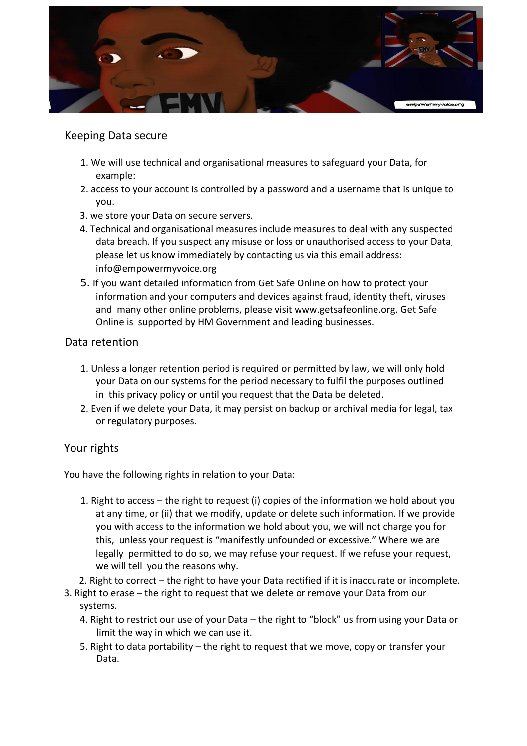## Keeping Data secure

1. We will use technical and organisational measures to safeguard your Data, for example:
2. access to your account is controlled by a password and a username that is unique to you.
3. we store your Data on secure servers.
4. Technical and organisational measures include measures to deal with any suspected data breach. If you suspect any misuse or loss or unauthorised access to your Data, please let us know immediately by contacting us via this email address: info@empowermyvoice.org
5. If you want detailed information from Get Safe Online on how to protect your information and your computers and devices against fraud, identity theft, viruses and many other online problems, please visit www.getsafeonline.org. Get Safe Online is supported by HM Government and leading businesses.

## Data retention

1. Unless a longer retention period is required or permitted by law, we will only hold your Data on our systems for the period necessary to fulfil the purposes outlined in this privacy policy or until you request that the Data be deleted.
2. Even if we delete your Data, it may persist on backup or archival media for legal, tax or regulatory purposes.

## Your rights

You have the following rights in relation to your Data:

1. Right to access – the right to request (i) copies of the information we hold about you at any time, or (ii) that we modify, update or delete such information. If we provide you with access to the information we hold about you, we will not charge you for this, unless your request is "manifestly unfounded or excessive." Where we are legally permitted to do so, we may refuse your request. If we refuse your request, we will tell you the reasons why.
2. Right to correct – the right to have your Data rectified if it is inaccurate or incomplete.
3. Right to erase – the right to request that we delete or remove your Data from our systems.
4. Right to restrict our use of your Data – the right to "block" us from using your Data or limit the way in which we can use it.
5. Right to data portability – the right to request that we move, copy or transfer your Data.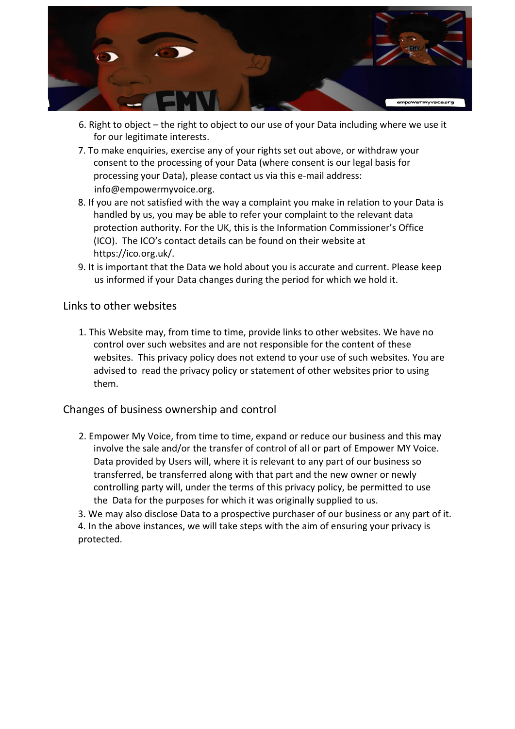6. Right to object – the right to object to our use of your Data including where we use it for our legitimate interests.
7. To make enquiries, exercise any of your rights set out above, or withdraw your consent to the processing of your Data (where consent is our legal basis for processing your Data), please contact us via this e-mail address: info@empowermyvoice.org.
8. If you are not satisfied with the way a complaint you make in relation to your Data is handled by us, you may be able to refer your complaint to the relevant data protection authority. For the UK, this is the Information Commissioner's Office (ICO). The ICO's contact details can be found on their website at https://ico.org.uk/.
9. It is important that the Data we hold about you is accurate and current. Please keep us informed if your Data changes during the period for which we hold it.

## Links to other websites

1. This Website may, from time to time, provide links to other websites. We have no control over such websites and are not responsible for the content of these websites. This privacy policy does not extend to your use of such websites. You are advised to read the privacy policy or statement of other websites prior to using them.

## Changes of business ownership and control

2. Empower My Voice, from time to time, expand or reduce our business and this may involve the sale and/or the transfer of control of all or part of Empower MY Voice. Data provided by Users will, where it is relevant to any part of our business so transferred, be transferred along with that part and the new owner or newly controlling party will, under the terms of this privacy policy, be permitted to use the Data for the purposes for which it was originally supplied to us.
3. We may also disclose Data to a prospective purchaser of our business or any part of it.
4. In the above instances, we will take steps with the aim of ensuring your privacy is protected.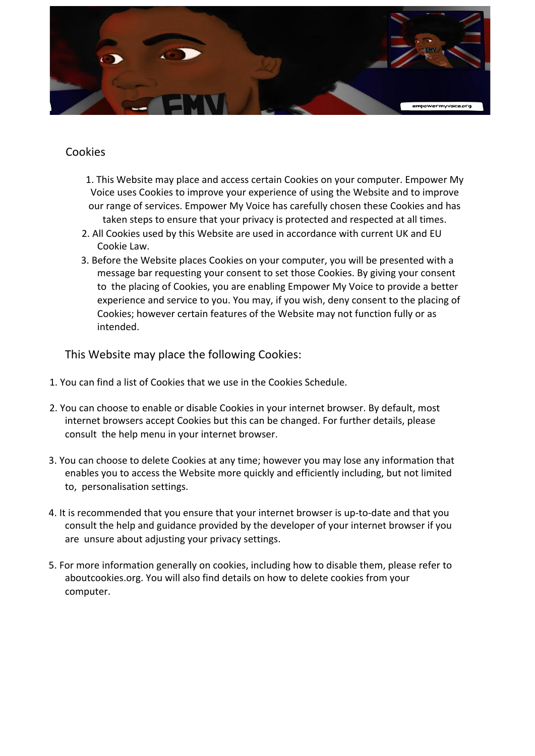## Cookies

1. This Website may place and access certain Cookies on your computer. Empower My Voice uses Cookies to improve your experience of using the Website and to improve our range of services. Empower My Voice has carefully chosen these Cookies and has taken steps to ensure that your privacy is protected and respected at all times.
2. All Cookies used by this Website are used in accordance with current UK and EU Cookie Law.
3. Before the Website places Cookies on your computer, you will be presented with a message bar requesting your consent to set those Cookies. By giving your consent to the placing of Cookies, you are enabling Empower My Voice to provide a better experience and service to you. You may, if you wish, deny consent to the placing of Cookies; however certain features of the Website may not function fully or as intended.

## This Website may place the following Cookies:

1. You can find a list of Cookies that we use in the Cookies Schedule.

2. You can choose to enable or disable Cookies in your internet browser. By default, most internet browsers accept Cookies but this can be changed. For further details, please consult the help menu in your internet browser.

3. You can choose to delete Cookies at any time; however you may lose any information that enables you to access the Website more quickly and efficiently including, but not limited to, personalisation settings.

4. It is recommended that you ensure that your internet browser is up-to-date and that you consult the help and guidance provided by the developer of your internet browser if you are unsure about adjusting your privacy settings.

5. For more information generally on cookies, including how to disable them, please refer to aboutcookies.org. You will also find details on how to delete cookies from your computer.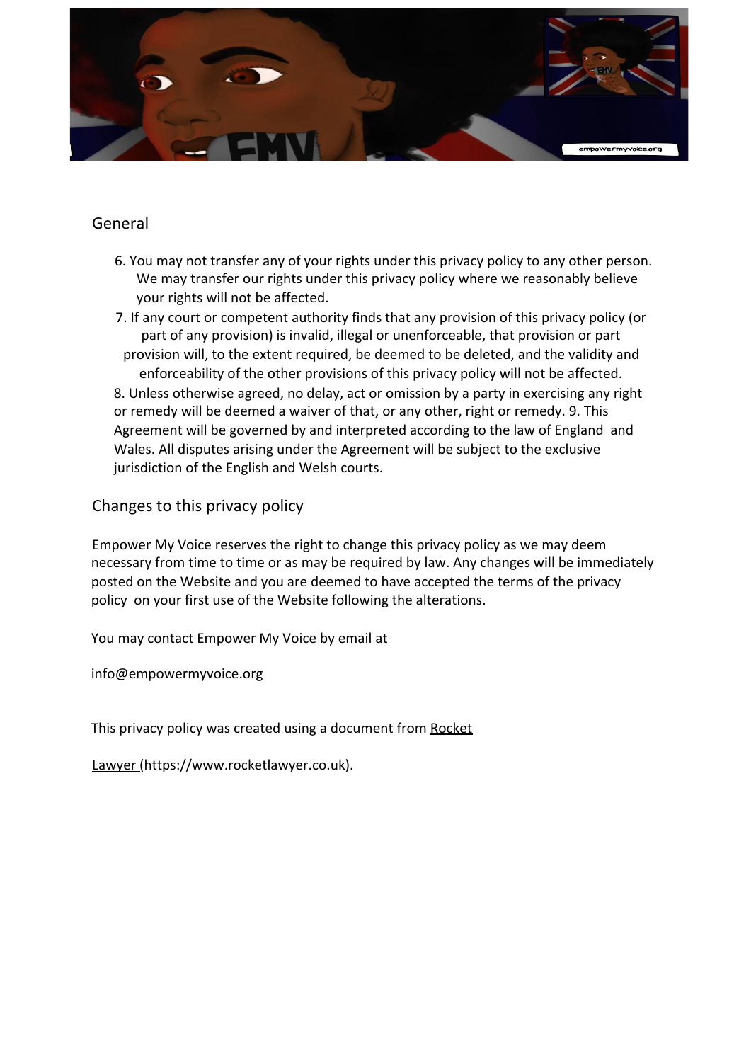## General

6. You may not transfer any of your rights under this privacy policy to any other person. We may transfer our rights under this privacy policy where we reasonably believe your rights will not be affected.
7. If any court or competent authority finds that any provision of this privacy policy (or part of any provision) is invalid, illegal or unenforceable, that provision or part provision will, to the extent required, be deemed to be deleted, and the validity and enforceability of the other provisions of this privacy policy will not be affected.
8. Unless otherwise agreed, no delay, act or omission by a party in exercising any right or remedy will be deemed a waiver of that, or any other, right or remedy. 9. This Agreement will be governed by and interpreted according to the law of England and Wales. All disputes arising under the Agreement will be subject to the exclusive jurisdiction of the English and Welsh courts.

## Changes to this privacy policy

Empower My Voice reserves the right to change this privacy policy as we may deem necessary from time to time or as may be required by law. Any changes will be immediately posted on the Website and you are deemed to have accepted the terms of the privacy policy on your first use of the Website following the alterations.

You may contact Empower My Voice by email at

info@empowermyvoice.org

This privacy policy was created using a document from Rocket Lawyer (https://www.rocketlawyer.co.uk).